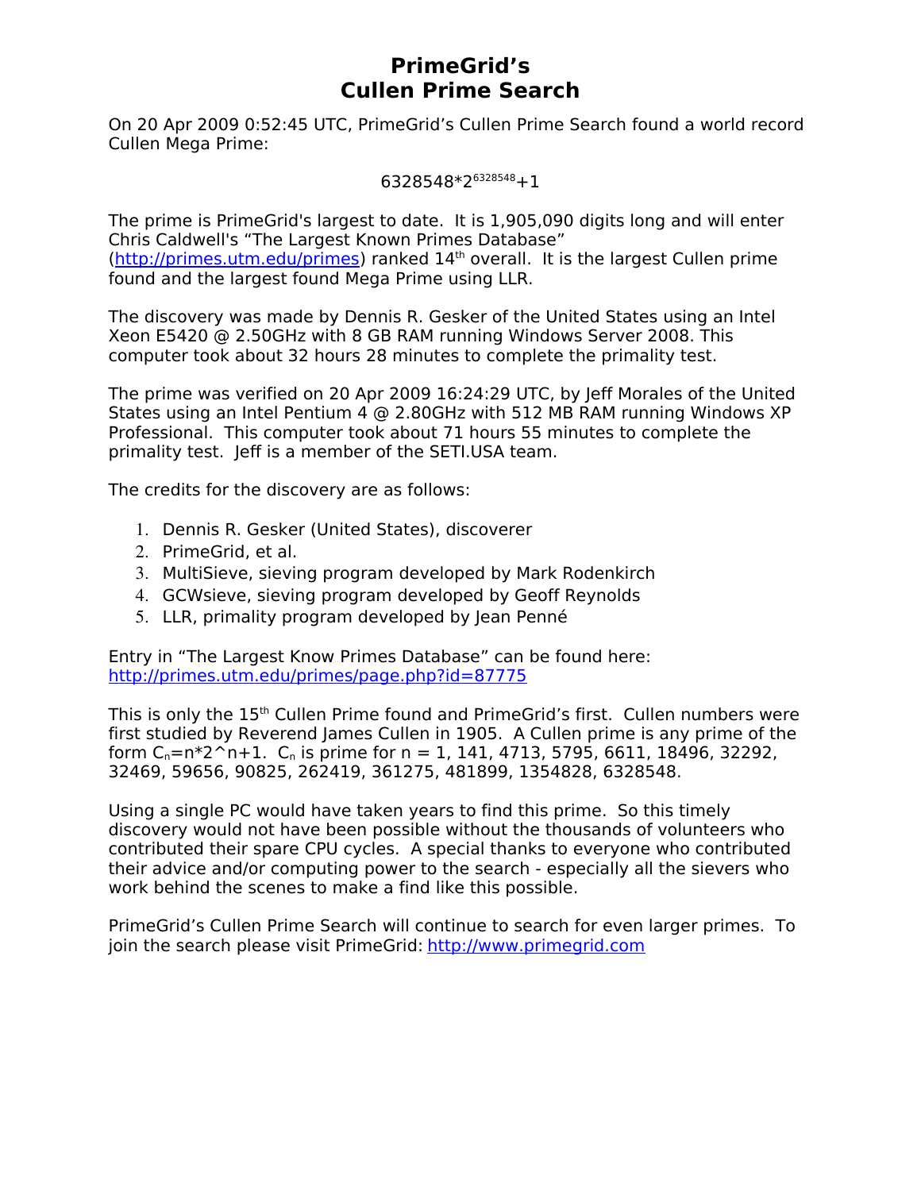# PrimeGrid's Cullen Prime Search

On 20 Apr 2009 0:52:45 UTC, PrimeGrid's Cullen Prime Search found a world record Cullen Mega Prime:

$$6328548 \cdot 2^{6328548}+1$$

The prime is PrimeGrid's largest to date. It is 1,905,090 digits long and will enter Chris Caldwell's "The Largest Known Primes Database" (http://primes.utm.edu/primes) ranked 14th overall. It is the largest Cullen prime found and the largest found Mega Prime using LLR.

The discovery was made by Dennis R. Gesker of the United States using an Intel Xeon E5420 @ 2.50GHz with 8 GB RAM running Windows Server 2008. This computer took about 32 hours 28 minutes to complete the primality test.

The prime was verified on 20 Apr 2009 16:24:29 UTC, by Jeff Morales of the United States using an Intel Pentium 4 @ 2.80GHz with 512 MB RAM running Windows XP Professional. This computer took about 71 hours 55 minutes to complete the primality test. Jeff is a member of the SETI.USA team.

The credits for the discovery are as follows:

1. Dennis R. Gesker (United States), discoverer
2. PrimeGrid, et al.
3. MultiSieve, sieving program developed by Mark Rodenkirch
4. GCWsieve, sieving program developed by Geoff Reynolds
5. LLR, primality program developed by Jean Penné

Entry in "The Largest Know Primes Database" can be found here: http://primes.utm.edu/primes/page.php?id=87775

This is only the 15th Cullen Prime found and PrimeGrid's first. Cullen numbers were first studied by Reverend James Cullen in 1905. A Cullen prime is any prime of the form $C_n = n \cdot 2^n + 1$. $C_n$ is prime for n = 1, 141, 4713, 5795, 6611, 18496, 32292, 32469, 59656, 90825, 262419, 361275, 481899, 1354828, 6328548.

Using a single PC would have taken years to find this prime. So this timely discovery would not have been possible without the thousands of volunteers who contributed their spare CPU cycles. A special thanks to everyone who contributed their advice and/or computing power to the search - especially all the sievers who work behind the scenes to make a find like this possible.

PrimeGrid's Cullen Prime Search will continue to search for even larger primes. To join the search please visit PrimeGrid: http://www.primegrid.com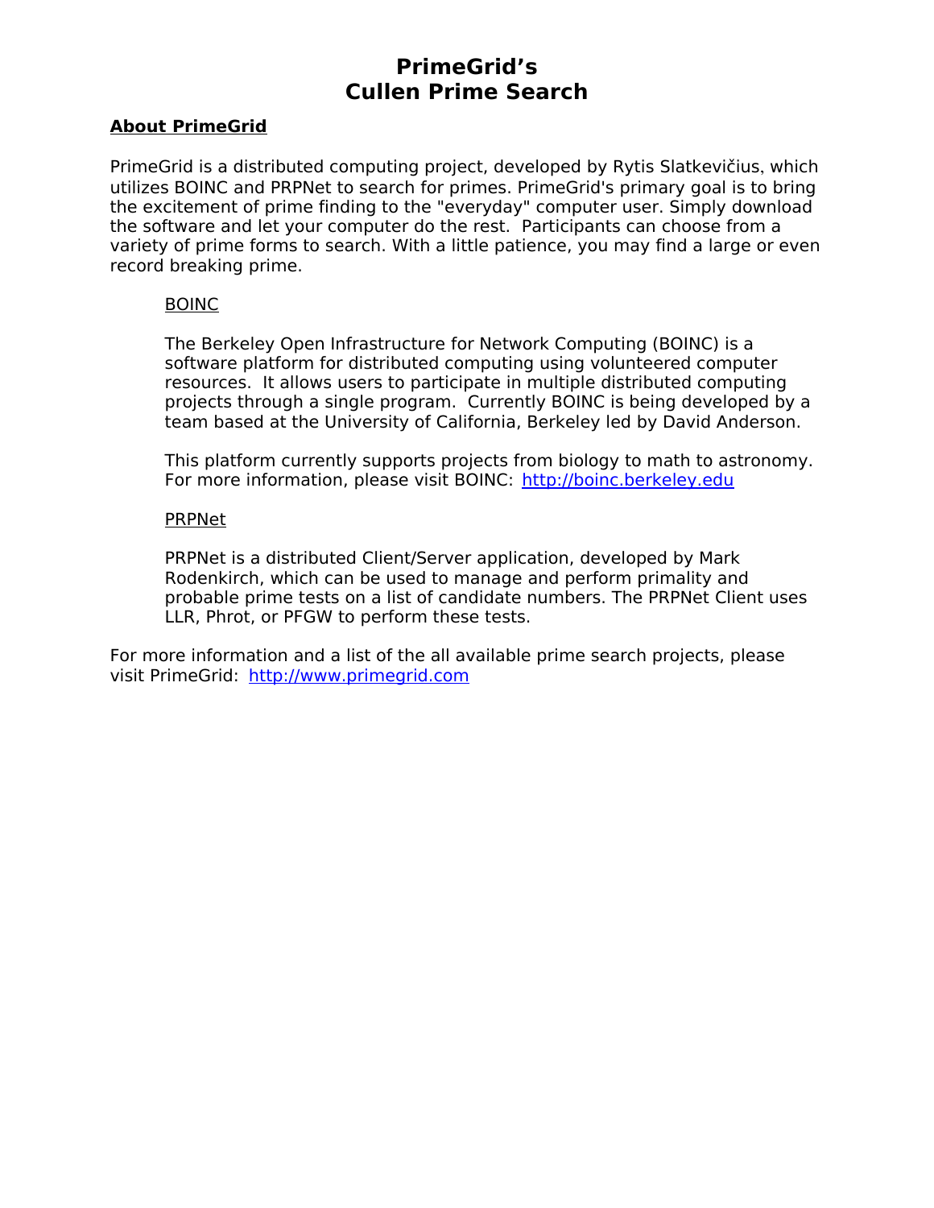# PrimeGrid's
# Cullen Prime Search

## About PrimeGrid

PrimeGrid is a distributed computing project, developed by Rytis Slatkevičius, which utilizes BOINC and PRPNet to search for primes. PrimeGrid's primary goal is to bring the excitement of prime finding to the "everyday" computer user. Simply download the software and let your computer do the rest. Participants can choose from a variety of prime forms to search. With a little patience, you may find a large or even record breaking prime.

### BOINC

The Berkeley Open Infrastructure for Network Computing (BOINC) is a software platform for distributed computing using volunteered computer resources. It allows users to participate in multiple distributed computing projects through a single program. Currently BOINC is being developed by a team based at the University of California, Berkeley led by David Anderson.

This platform currently supports projects from biology to math to astronomy. For more information, please visit BOINC: [http://boinc.berkeley.edu](http://boinc.berkeley.edu)

### PRPNet

PRPNet is a distributed Client/Server application, developed by Mark Rodenkirch, which can be used to manage and perform primality and probable prime tests on a list of candidate numbers. The PRPNet Client uses LLR, Phrot, or PFGW to perform these tests.

For more information and a list of the all available prime search projects, please visit PrimeGrid: [http://www.primegrid.com](http://www.primegrid.com)